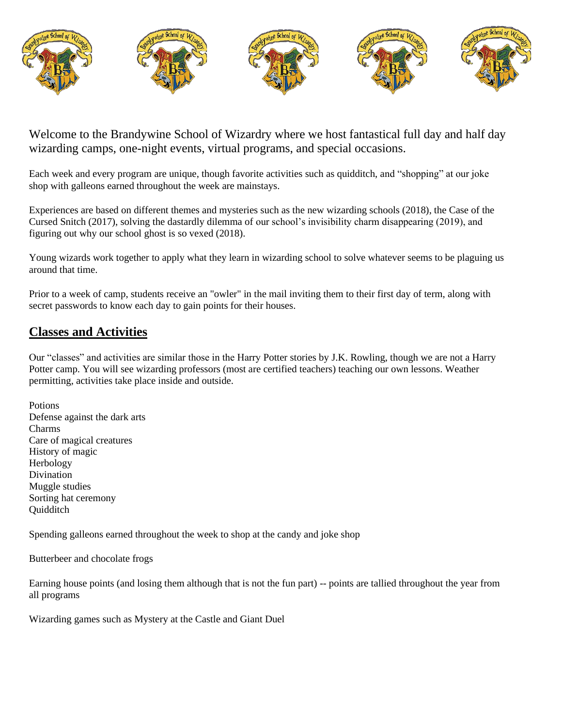Welcome to the Brandywine School of Wizardry where we host fantastical full day and half day wizarding camps, one-night events, virtual programs, and special occasions.

Each week and every program are unique, though favorite activities such as quidditch, and "shopping" at our joke shop with galleons earned throughout the week are mainstays.

Experiences are based on different themes and mysteries such as the new wizarding schools (2018), the Case of the Cursed Snitch (2017), solving the dastardly dilemma of our school's invisibility charm disappearing (2019), and figuring out why our school ghost is so vexed (2018).

Young wizards work together to apply what they learn in wizarding school to solve whatever seems to be plaguing us around that time.

Prior to a week of camp, students receive an "owler" in the mail inviting them to their first day of term, along with secret passwords to know each day to gain points for their houses.

## Classes and Activities

Our "classes" and activities are similar those in the Harry Potter stories by J.K. Rowling, though we are not a Harry Potter camp. You will see wizarding professors (most are certified teachers) teaching our own lessons. Weather permitting, activities take place inside and outside.

Potions
Defense against the dark arts
Charms
Care of magical creatures
History of magic
Herbology
Divination
Muggle studies
Sorting hat ceremony
Quidditch

Spending galleons earned throughout the week to shop at the candy and joke shop

Butterbeer and chocolate frogs

Earning house points (and losing them although that is not the fun part) -- points are tallied throughout the year from all programs

Wizarding games such as Mystery at the Castle and Giant Duel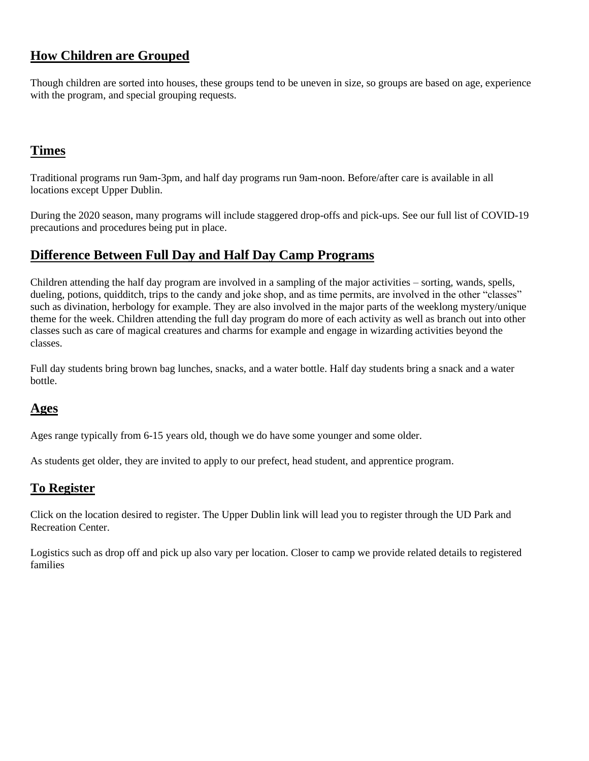## How Children are Grouped

Though children are sorted into houses, these groups tend to be uneven in size, so groups are based on age, experience with the program, and special grouping requests.

## Times

Traditional programs run 9am-3pm, and half day programs run 9am-noon. Before/after care is available in all locations except Upper Dublin.

During the 2020 season, many programs will include staggered drop-offs and pick-ups. See our full list of COVID-19 precautions and procedures being put in place.

## Difference Between Full Day and Half Day Camp Programs

Children attending the half day program are involved in a sampling of the major activities – sorting, wands, spells, dueling, potions, quidditch, trips to the candy and joke shop, and as time permits, are involved in the other "classes" such as divination, herbology for example. They are also involved in the major parts of the weeklong mystery/unique theme for the week. Children attending the full day program do more of each activity as well as branch out into other classes such as care of magical creatures and charms for example and engage in wizarding activities beyond the classes.

Full day students bring brown bag lunches, snacks, and a water bottle. Half day students bring a snack and a water bottle.

## Ages

Ages range typically from 6-15 years old, though we do have some younger and some older.

As students get older, they are invited to apply to our prefect, head student, and apprentice program.

## To Register

Click on the location desired to register. The Upper Dublin link will lead you to register through the UD Park and Recreation Center.

Logistics such as drop off and pick up also vary per location. Closer to camp we provide related details to registered families